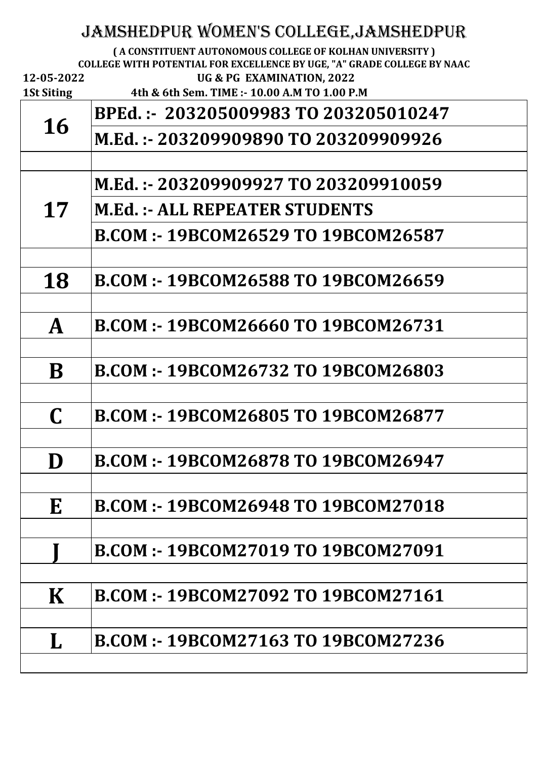# JAMSHEDPUR WOMEN'S COLLEGE,JAMSHEDPUR

**( A CONSTITUENT AUTONOMOUS COLLEGE OF KOLHAN UNIVERSITY )**

**COLLEGE WITH POTENTIAL FOR EXCELLENCE BY UGE, "A" GRADE COLLEGE BY NAAC**

**12-05-2022** **UG & PG EXAMINATION, 2022**

**1St Siting** **4th & 6th Sem. TIME :- 10.00 A.M TO 1.00 P.M**

| | |
|---|---|
| **16** | **BPEd. :- 203205009983 TO 203205010247** |
| | **M.Ed. :- 203209909890 TO 203209909926** |
| | |
| **17** | **M.Ed. :- 203209909927 TO 203209910059** |
| | **M.Ed. :- ALL REPEATER STUDENTS** |
| | **B.COM :- 19BCOM26529 TO 19BCOM26587** |
| | |
| **18** | **B.COM :- 19BCOM26588 TO 19BCOM26659** |
| | |
| **A** | **B.COM :- 19BCOM26660 TO 19BCOM26731** |
| | |
| **B** | **B.COM :- 19BCOM26732 TO 19BCOM26803** |
| | |
| **C** | **B.COM :- 19BCOM26805 TO 19BCOM26877** |
| | |
| **D** | **B.COM :- 19BCOM26878 TO 19BCOM26947** |
| | |
| **E** | **B.COM :- 19BCOM26948 TO 19BCOM27018** |
| | |
| **J** | **B.COM :- 19BCOM27019 TO 19BCOM27091** |
| | |
| **K** | **B.COM :- 19BCOM27092 TO 19BCOM27161** |
| | |
| **L** | **B.COM :- 19BCOM27163 TO 19BCOM27236** |
| | |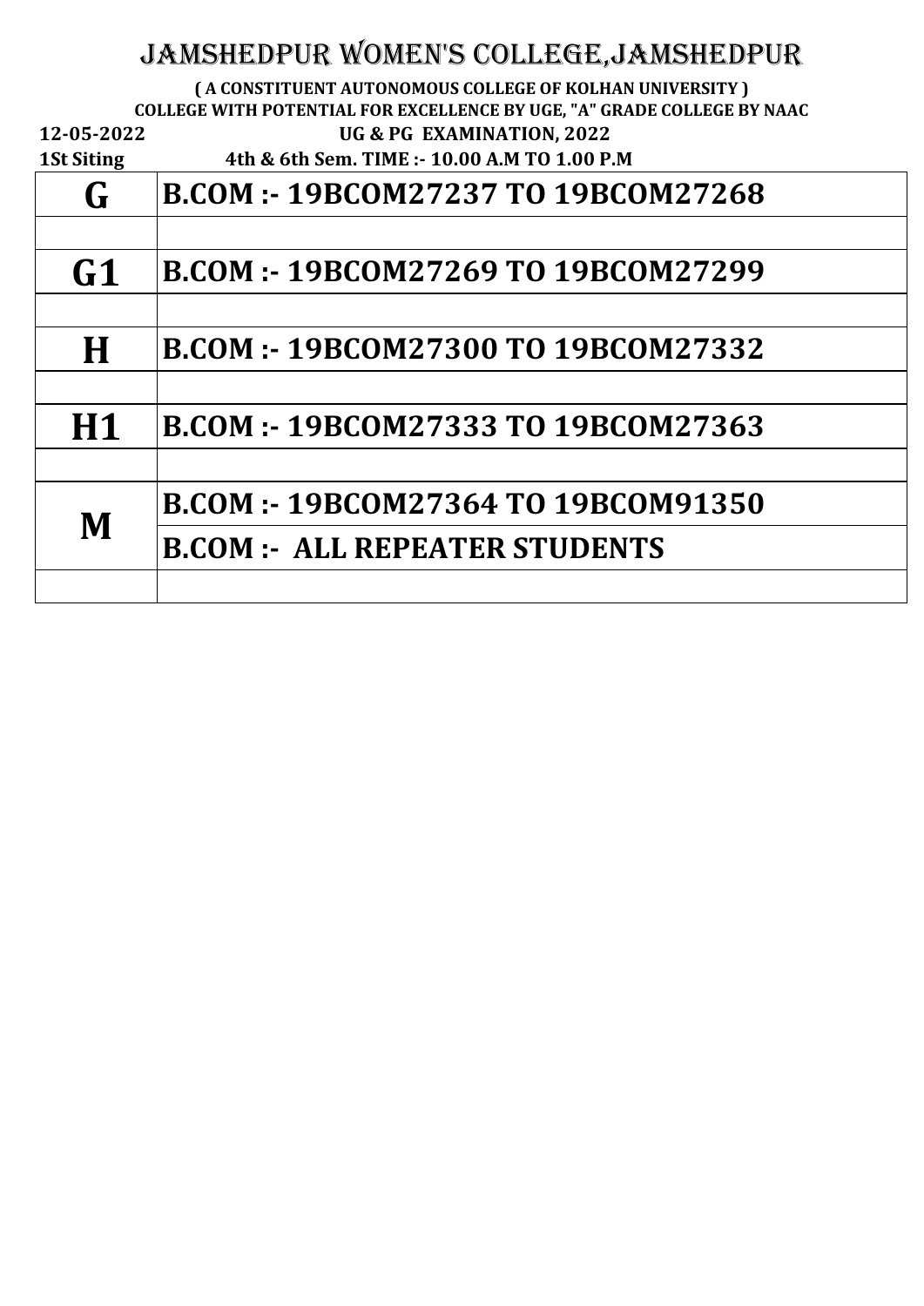# JAMSHEDPUR WOMEN'S COLLEGE,JAMSHEDPUR

**( A CONSTITUENT AUTONOMOUS COLLEGE OF KOLHAN UNIVERSITY )**

**COLLEGE WITH POTENTIAL FOR EXCELLENCE BY UGE, "A" GRADE COLLEGE BY NAAC**

**12-05-2022** **UG & PG EXAMINATION, 2022**

**1St Siting** **4th & 6th Sem. TIME :- 10.00 A.M TO 1.00 P.M**

| | |
|---|---|
| **G** | **B.COM :- 19BCOM27237 TO 19BCOM27268** |
| | |
| **G1** | **B.COM :- 19BCOM27269 TO 19BCOM27299** |
| | |
| **H** | **B.COM :- 19BCOM27300 TO 19BCOM27332** |
| | |
| **H1** | **B.COM :- 19BCOM27333 TO 19BCOM27363** |
| | |
| **M** | **B.COM :- 19BCOM27364 TO 19BCOM91350** |
| | **B.COM :- ALL REPEATER STUDENTS** |
| | |